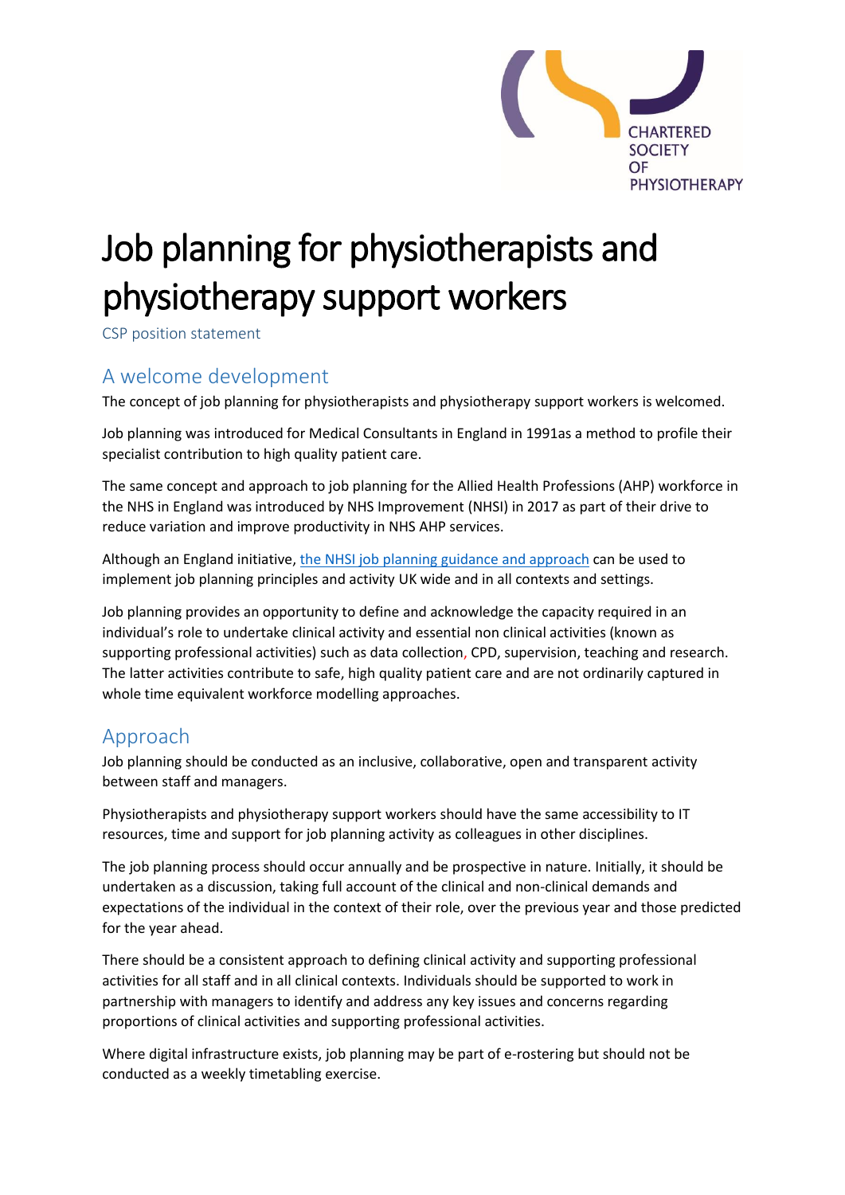# Job planning for physiotherapists and physiotherapy support workers

CSP position statement

## A welcome development

The concept of job planning for physiotherapists and physiotherapy support workers is welcomed.

Job planning was introduced for Medical Consultants in England in 1991as a method to profile their specialist contribution to high quality patient care.

The same concept and approach to job planning for the Allied Health Professions (AHP) workforce in the NHS in England was introduced by NHS Improvement (NHSI) in 2017 as part of their drive to reduce variation and improve productivity in NHS AHP services.

Although an England initiative, the NHSI job planning guidance and approach can be used to implement job planning principles and activity UK wide and in all contexts and settings.

Job planning provides an opportunity to define and acknowledge the capacity required in an individual's role to undertake clinical activity and essential non clinical activities (known as supporting professional activities) such as data collection, CPD, supervision, teaching and research. The latter activities contribute to safe, high quality patient care and are not ordinarily captured in whole time equivalent workforce modelling approaches.

## Approach

Job planning should be conducted as an inclusive, collaborative, open and transparent activity between staff and managers.

Physiotherapists and physiotherapy support workers should have the same accessibility to IT resources, time and support for job planning activity as colleagues in other disciplines.

The job planning process should occur annually and be prospective in nature. Initially, it should be undertaken as a discussion, taking full account of the clinical and non-clinical demands and expectations of the individual in the context of their role, over the previous year and those predicted for the year ahead.

There should be a consistent approach to defining clinical activity and supporting professional activities for all staff and in all clinical contexts. Individuals should be supported to work in partnership with managers to identify and address any key issues and concerns regarding proportions of clinical activities and supporting professional activities.

Where digital infrastructure exists, job planning may be part of e-rostering but should not be conducted as a weekly timetabling exercise.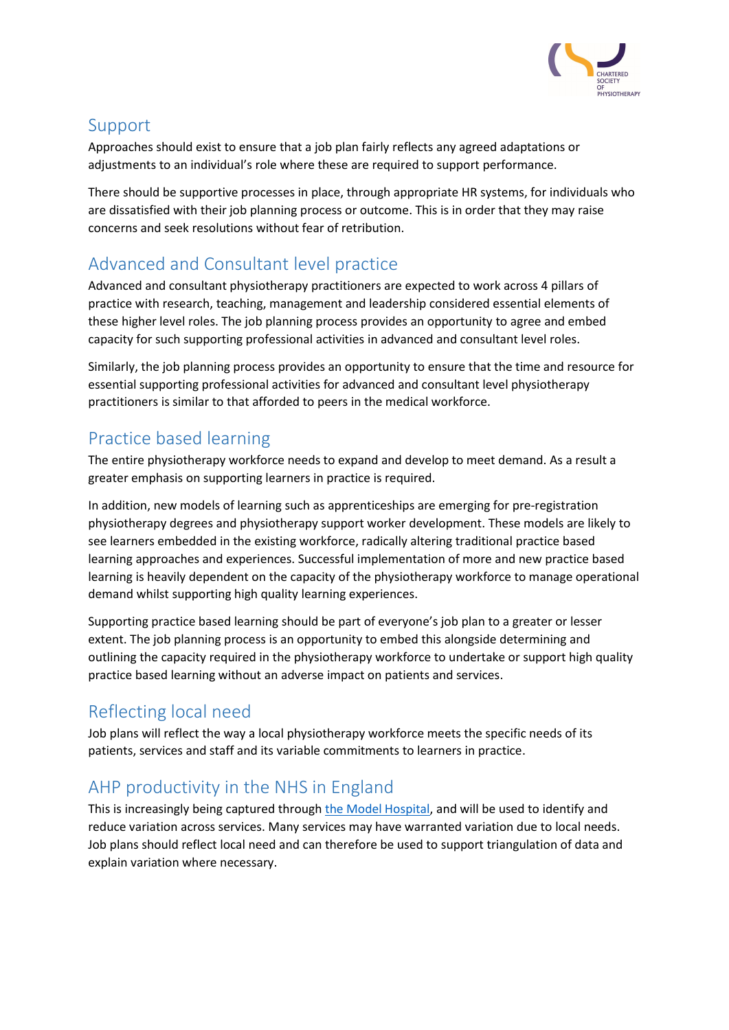## Support

Approaches should exist to ensure that a job plan fairly reflects any agreed adaptations or adjustments to an individual's role where these are required to support performance.

There should be supportive processes in place, through appropriate HR systems, for individuals who are dissatisfied with their job planning process or outcome. This is in order that they may raise concerns and seek resolutions without fear of retribution.

## Advanced and Consultant level practice

Advanced and consultant physiotherapy practitioners are expected to work across 4 pillars of practice with research, teaching, management and leadership considered essential elements of these higher level roles. The job planning process provides an opportunity to agree and embed capacity for such supporting professional activities in advanced and consultant level roles.

Similarly, the job planning process provides an opportunity to ensure that the time and resource for essential supporting professional activities for advanced and consultant level physiotherapy practitioners is similar to that afforded to peers in the medical workforce.

## Practice based learning

The entire physiotherapy workforce needs to expand and develop to meet demand. As a result a greater emphasis on supporting learners in practice is required.

In addition, new models of learning such as apprenticeships are emerging for pre-registration physiotherapy degrees and physiotherapy support worker development. These models are likely to see learners embedded in the existing workforce, radically altering traditional practice based learning approaches and experiences. Successful implementation of more and new practice based learning is heavily dependent on the capacity of the physiotherapy workforce to manage operational demand whilst supporting high quality learning experiences.

Supporting practice based learning should be part of everyone's job plan to a greater or lesser extent. The job planning process is an opportunity to embed this alongside determining and outlining the capacity required in the physiotherapy workforce to undertake or support high quality practice based learning without an adverse impact on patients and services.

## Reflecting local need

Job plans will reflect the way a local physiotherapy workforce meets the specific needs of its patients, services and staff and its variable commitments to learners in practice.

## AHP productivity in the NHS in England

This is increasingly being captured through the Model Hospital, and will be used to identify and reduce variation across services. Many services may have warranted variation due to local needs. Job plans should reflect local need and can therefore be used to support triangulation of data and explain variation where necessary.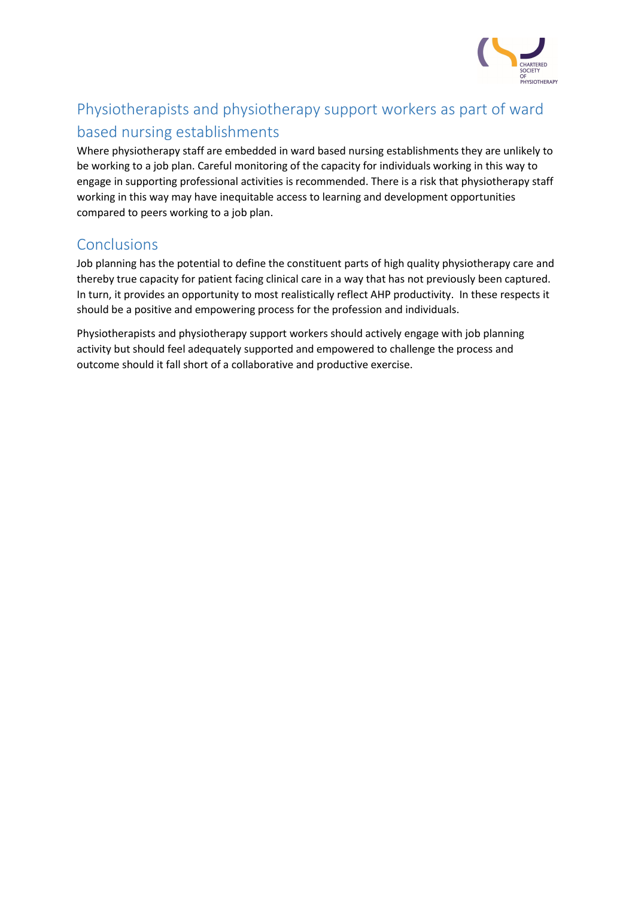## Physiotherapists and physiotherapy support workers as part of ward based nursing establishments

Where physiotherapy staff are embedded in ward based nursing establishments they are unlikely to be working to a job plan. Careful monitoring of the capacity for individuals working in this way to engage in supporting professional activities is recommended. There is a risk that physiotherapy staff working in this way may have inequitable access to learning and development opportunities compared to peers working to a job plan.

## Conclusions

Job planning has the potential to define the constituent parts of high quality physiotherapy care and thereby true capacity for patient facing clinical care in a way that has not previously been captured. In turn, it provides an opportunity to most realistically reflect AHP productivity. In these respects it should be a positive and empowering process for the profession and individuals.

Physiotherapists and physiotherapy support workers should actively engage with job planning activity but should feel adequately supported and empowered to challenge the process and outcome should it fall short of a collaborative and productive exercise.